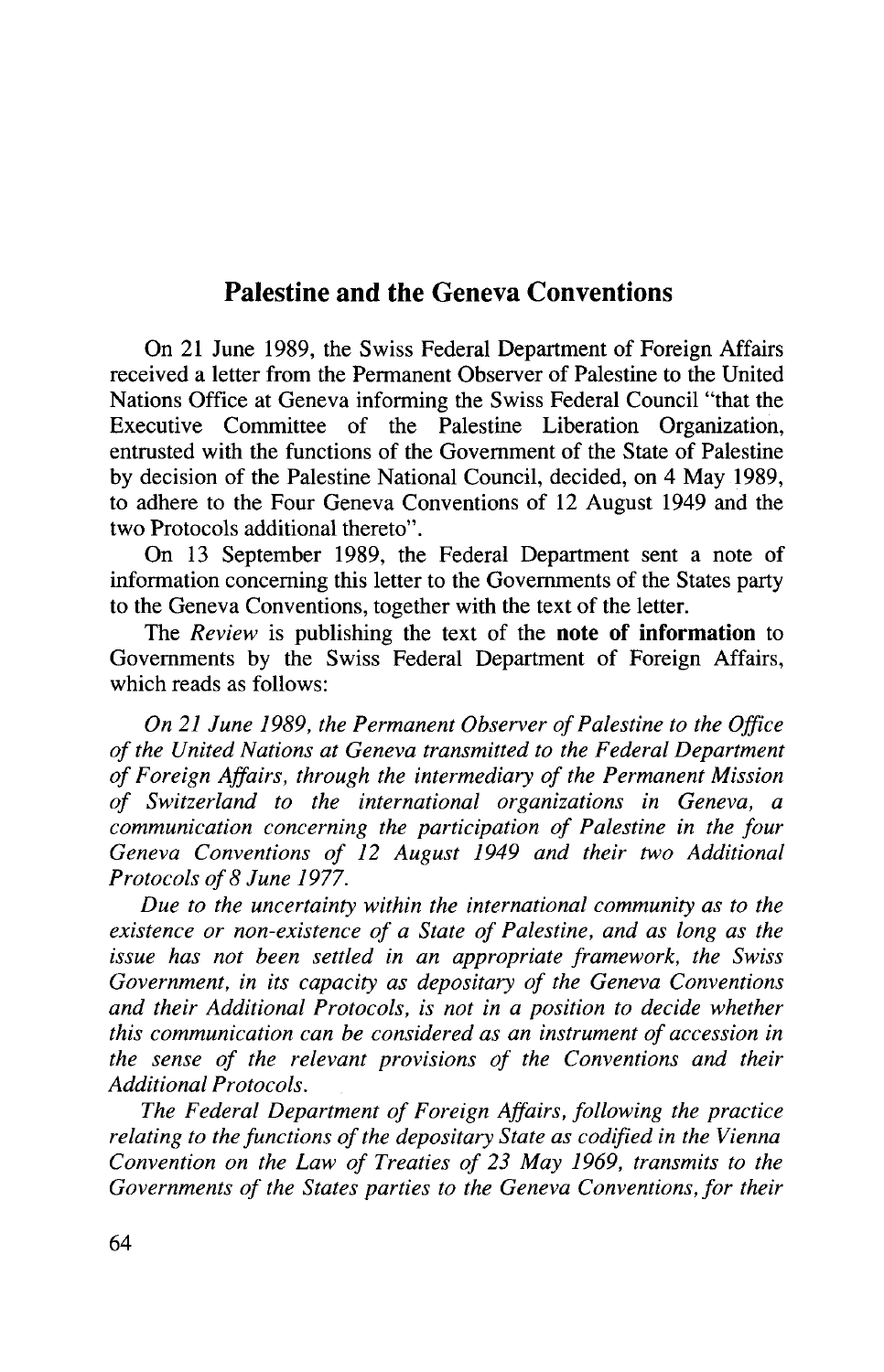# Palestine and the Geneva Conventions

On 21 June 1989, the Swiss Federal Department of Foreign Affairs received a letter from the Permanent Observer of Palestine to the United Nations Office at Geneva informing the Swiss Federal Council "that the Executive Committee of the Palestine Liberation Organization, entrusted with the functions of the Government of the State of Palestine by decision of the Palestine National Council, decided, on 4 May 1989, to adhere to the Four Geneva Conventions of 12 August 1949 and the two Protocols additional thereto".

On 13 September 1989, the Federal Department sent a note of information concerning this letter to the Governments of the States party to the Geneva Conventions, together with the text of the letter.

The *Review* is publishing the text of the **note of information** to Governments by the Swiss Federal Department of Foreign Affairs, which reads as follows:

*On 21 June 1989, the Permanent Observer of Palestine to the Office of the United Nations at Geneva transmitted to the Federal Department of Foreign Affairs, through the intermediary of the Permanent Mission of Switzerland to the international organizations in Geneva, a communication concerning the participation of Palestine in the four Geneva Conventions of 12 August 1949 and their two Additional Protocols of 8 June 1977.*

*Due to the uncertainty within the international community as to the existence or non-existence of a State of Palestine, and as long as the issue has not been settled in an appropriate framework, the Swiss Government, in its capacity as depositary of the Geneva Conventions and their Additional Protocols, is not in a position to decide whether this communication can be considered as an instrument of accession in the sense of the relevant provisions of the Conventions and their Additional Protocols.*

*The Federal Department of Foreign Affairs, following the practice relating to the functions of the depositary State as codified in the Vienna Convention on the Law of Treaties of 23 May 1969, transmits to the Governments of the States parties to the Geneva Conventions, for their*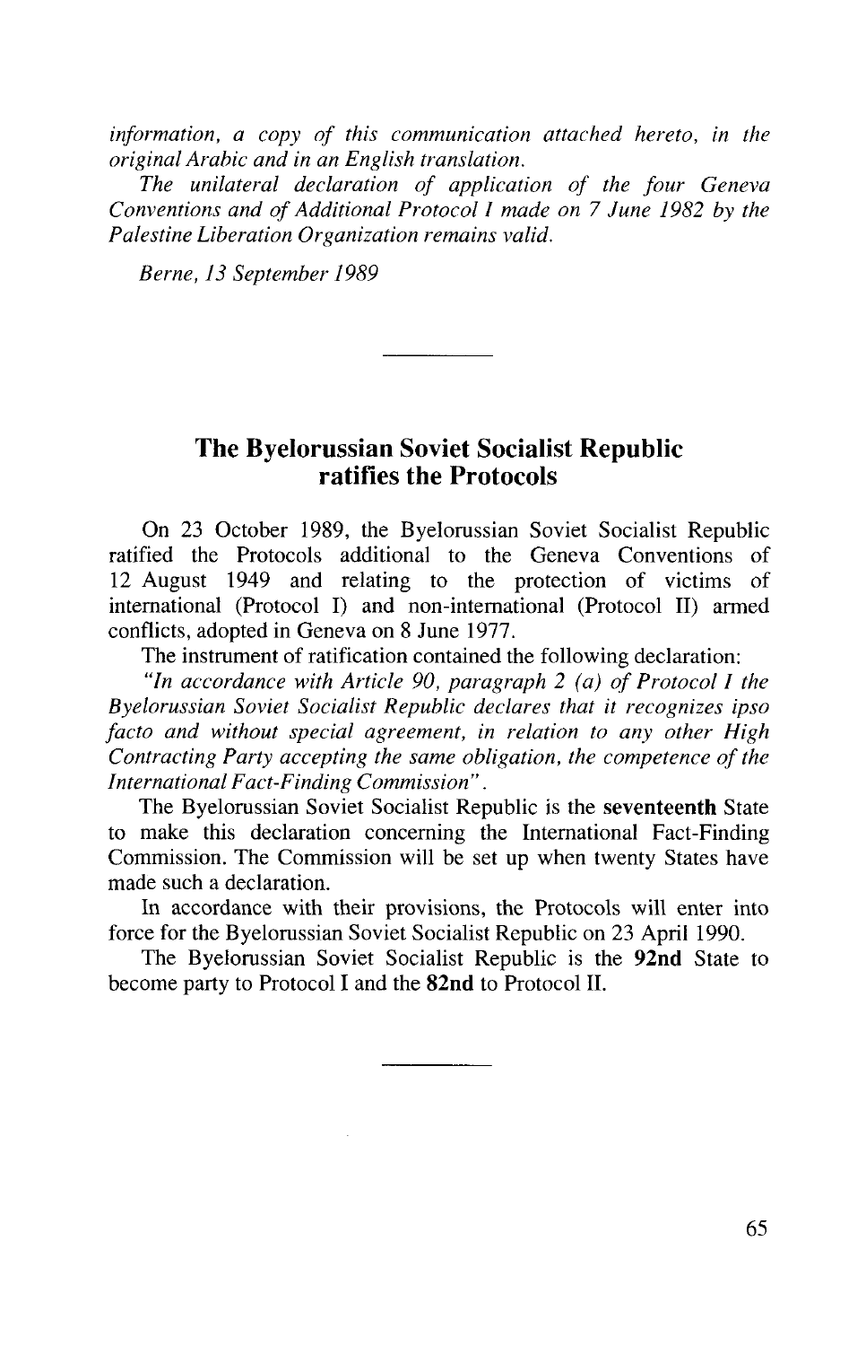*information, a copy of this communication attached hereto, in the original Arabic and in an English translation.*

*The unilateral declaration of application of the four Geneva Conventions and of Additional Protocol I made on 7 June 1982 by the Palestine Liberation Organization remains valid.*

*Berne, 13 September 1989*

---

## The Byelorussian Soviet Socialist Republic ratifies the Protocols

On 23 October 1989, the Byelorussian Soviet Socialist Republic ratified the Protocols additional to the Geneva Conventions of 12 August 1949 and relating to the protection of victims of international (Protocol I) and non-international (Protocol II) armed conflicts, adopted in Geneva on 8 June 1977.

The instrument of ratification contained the following declaration:

*"In accordance with Article 90, paragraph 2 (a) of Protocol I the Byelorussian Soviet Socialist Republic declares that it recognizes ipso facto and without special agreement, in relation to any other High Contracting Party accepting the same obligation, the competence of the International Fact-Finding Commission".*

The Byelorussian Soviet Socialist Republic is the **seventeenth** State to make this declaration concerning the International Fact-Finding Commission. The Commission will be set up when twenty States have made such a declaration.

In accordance with their provisions, the Protocols will enter into force for the Byelorussian Soviet Socialist Republic on 23 April 1990.

The Byelorussian Soviet Socialist Republic is the **92nd** State to become party to Protocol I and the **82nd** to Protocol II.

---